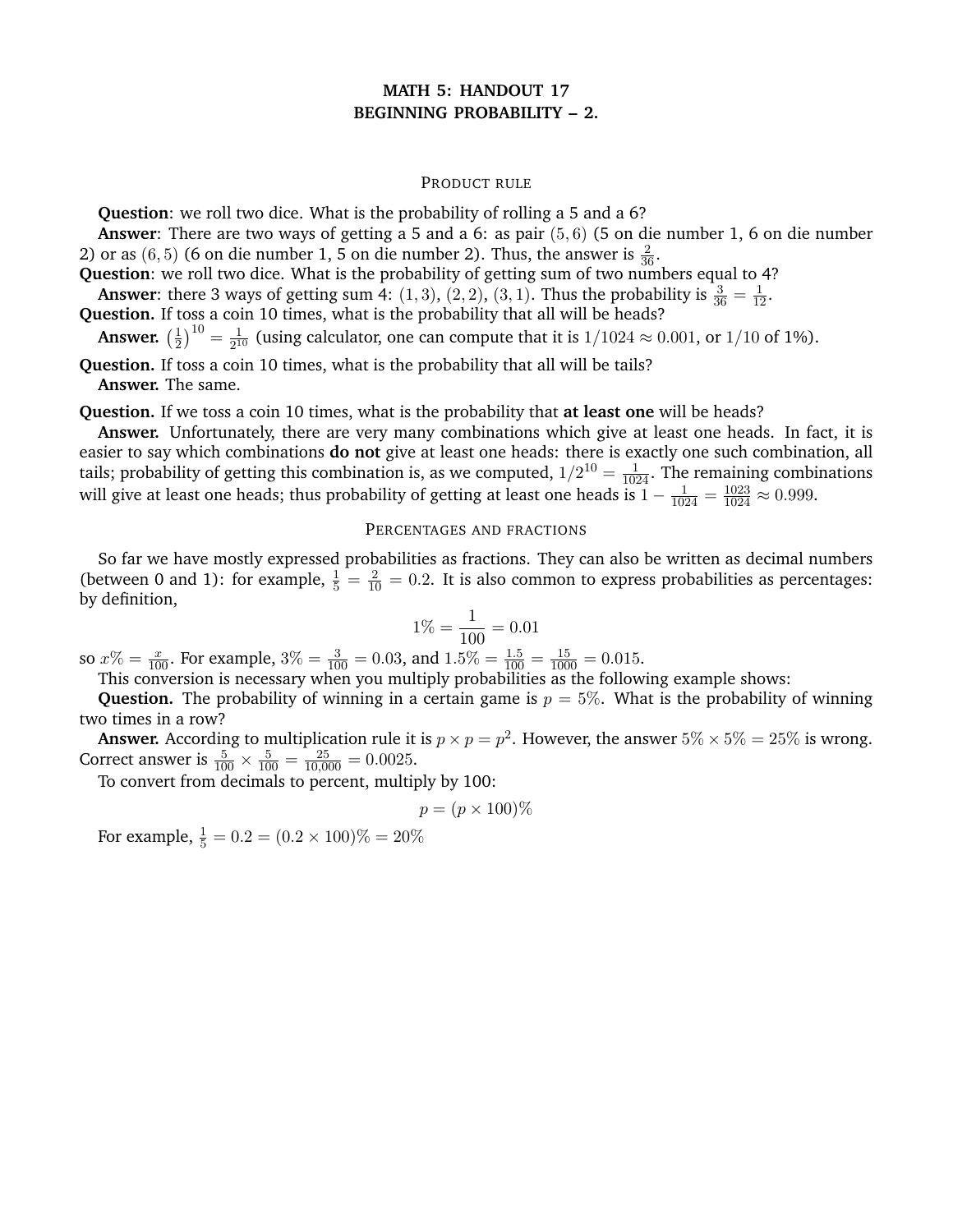# MATH 5: HANDOUT 17
# BEGINNING PROBABILITY – 2.

## Product rule

**Question**: we roll two dice. What is the probability of rolling a 5 and a 6?

**Answer**: There are two ways of getting a 5 and a 6: as pair $(5, 6)$ (5 on die number 1, 6 on die number 2) or as $(6, 5)$ (6 on die number 1, 5 on die number 2). Thus, the answer is $\frac{2}{36}$.

**Question**: we roll two dice. What is the probability of getting sum of two numbers equal to 4?

**Answer**: there 3 ways of getting sum 4: $(1, 3)$, $(2, 2)$, $(3, 1)$. Thus the probability is $\frac{3}{36} = \frac{1}{12}$.

**Question.** If toss a coin 10 times, what is the probability that all will be heads?

**Answer.** $\left(\frac{1}{2}\right)^{10} = \frac{1}{2^{10}}$ (using calculator, one can compute that it is $1/1024 \approx 0.001$, or $1/10$ of 1%).

**Question.** If toss a coin 10 times, what is the probability that all will be tails?

**Answer.** The same.

**Question.** If we toss a coin 10 times, what is the probability that **at least one** will be heads?

**Answer.** Unfortunately, there are very many combinations which give at least one heads. In fact, it is easier to say which combinations **do not** give at least one heads: there is exactly one such combination, all tails; probability of getting this combination is, as we computed, $1/2^{10} = \frac{1}{1024}$. The remaining combinations will give at least one heads; thus probability of getting at least one heads is $1 - \frac{1}{1024} = \frac{1023}{1024} \approx 0.999$.

## Percentages and fractions

So far we have mostly expressed probabilities as fractions. They can also be written as decimal numbers (between 0 and 1): for example, $\frac{1}{5} = \frac{2}{10} = 0.2$. It is also common to express probabilities as percentages: by definition,

$$1\% = \frac{1}{100} = 0.01$$

so $x\% = \frac{x}{100}$. For example, $3\% = \frac{3}{100} = 0.03$, and $1.5\% = \frac{1.5}{100} = \frac{15}{1000} = 0.015$.

This conversion is necessary when you multiply probabilities as the following example shows:

**Question.** The probability of winning in a certain game is $p = 5\%$. What is the probability of winning two times in a row?

**Answer.** According to multiplication rule it is $p \times p = p^2$. However, the answer $5\% \times 5\% = 25\%$ is wrong. Correct answer is $\frac{5}{100} \times \frac{5}{100} = \frac{25}{10{,}000} = 0.0025$.

To convert from decimals to percent, multiply by 100:

$$p = (p \times 100)\%$$

For example, $\frac{1}{5} = 0.2 = (0.2 \times 100)\% = 20\%$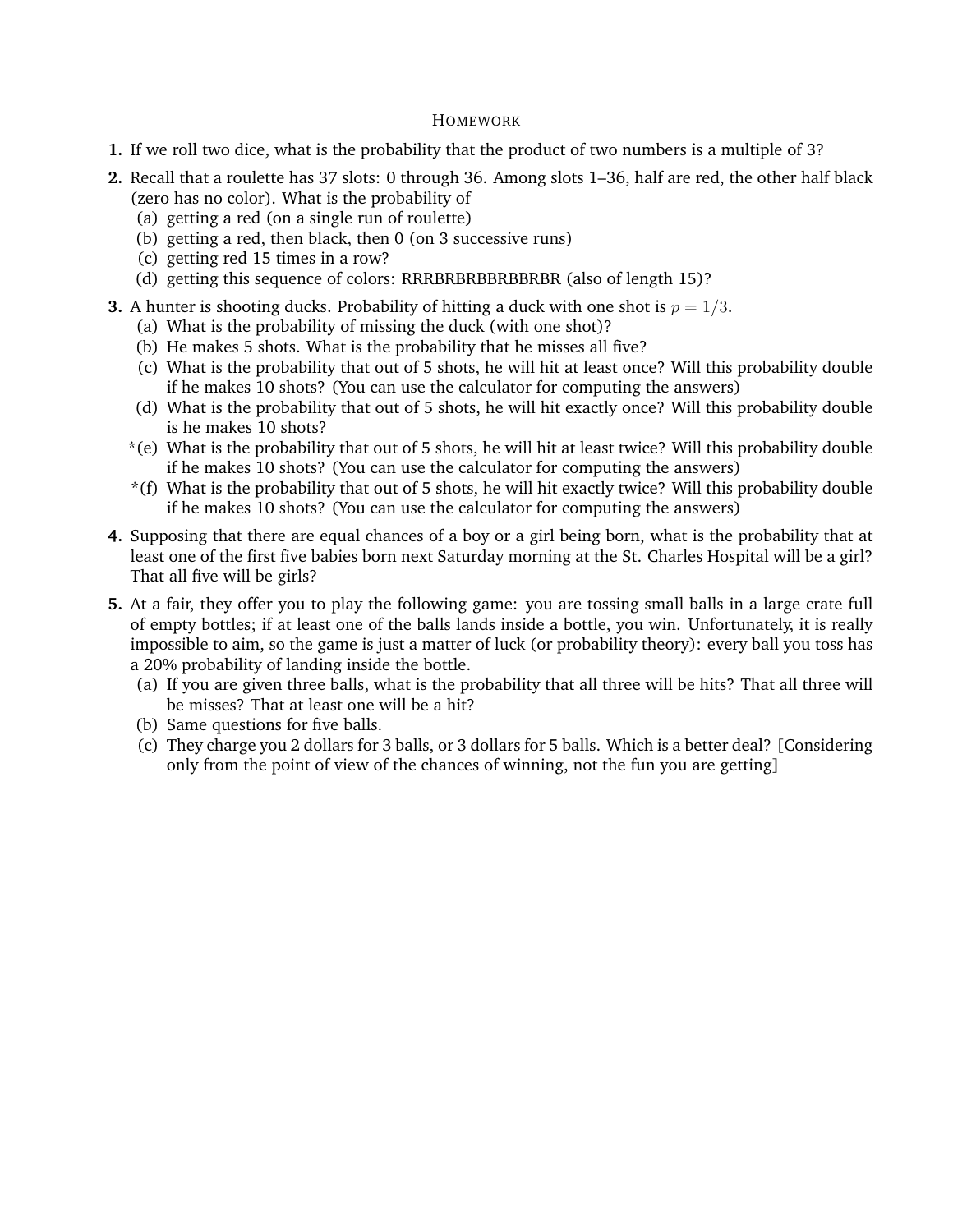# Homework

**1.** If we roll two dice, what is the probability that the product of two numbers is a multiple of 3?

**2.** Recall that a roulette has 37 slots: 0 through 36. Among slots 1–36, half are red, the other half black (zero has no color). What is the probability of

- (a) getting a red (on a single run of roulette)
- (b) getting a red, then black, then 0 (on 3 successive runs)
- (c) getting red 15 times in a row?
- (d) getting this sequence of colors: RRRBRBRBBRBBRBR (also of length 15)?

**3.** A hunter is shooting ducks. Probability of hitting a duck with one shot is $p = 1/3$.

- (a) What is the probability of missing the duck (with one shot)?
- (b) He makes 5 shots. What is the probability that he misses all five?
- (c) What is the probability that out of 5 shots, he will hit at least once? Will this probability double if he makes 10 shots? (You can use the calculator for computing the answers)
- (d) What is the probability that out of 5 shots, he will hit exactly once? Will this probability double is he makes 10 shots?
- *(e) What is the probability that out of 5 shots, he will hit at least twice? Will this probability double if he makes 10 shots? (You can use the calculator for computing the answers)
- *(f) What is the probability that out of 5 shots, he will hit exactly twice? Will this probability double if he makes 10 shots? (You can use the calculator for computing the answers)

**4.** Supposing that there are equal chances of a boy or a girl being born, what is the probability that at least one of the first five babies born next Saturday morning at the St. Charles Hospital will be a girl? That all five will be girls?

**5.** At a fair, they offer you to play the following game: you are tossing small balls in a large crate full of empty bottles; if at least one of the balls lands inside a bottle, you win. Unfortunately, it is really impossible to aim, so the game is just a matter of luck (or probability theory): every ball you toss has a 20% probability of landing inside the bottle.

- (a) If you are given three balls, what is the probability that all three will be hits? That all three will be misses? That at least one will be a hit?
- (b) Same questions for five balls.
- (c) They charge you 2 dollars for 3 balls, or 3 dollars for 5 balls. Which is a better deal? [Considering only from the point of view of the chances of winning, not the fun you are getting]